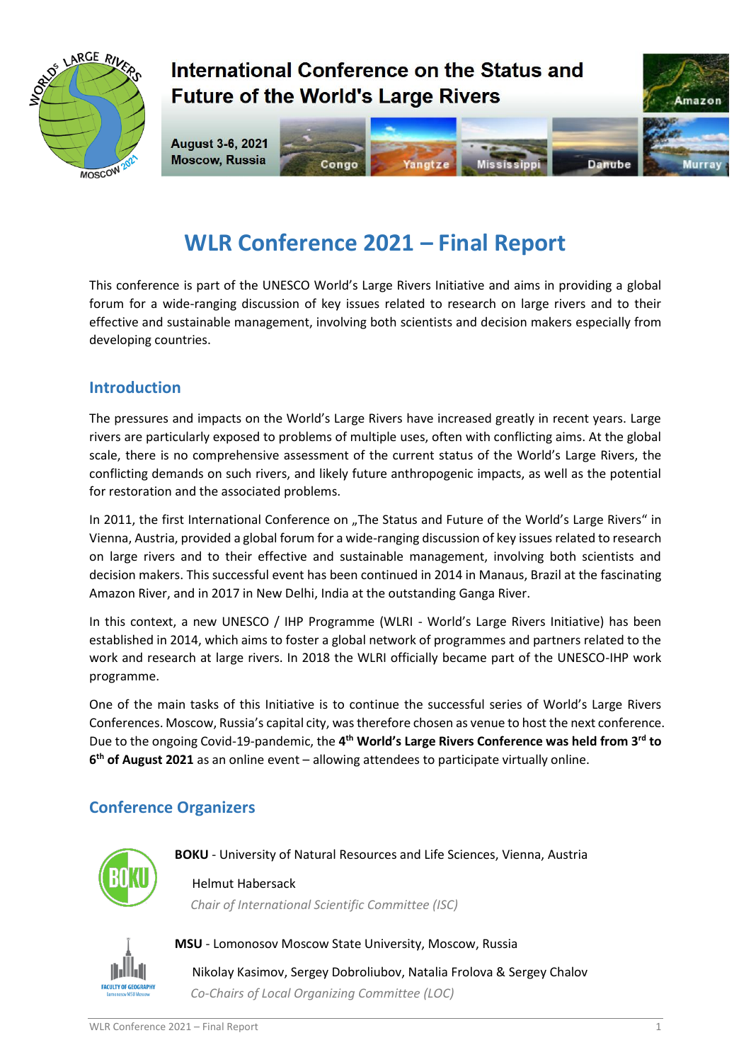International Conference on the Status and Future of the World's Large Rivers

August 3-6, 2021
Moscow, Russia

# WLR Conference 2021 – Final Report

This conference is part of the UNESCO World's Large Rivers Initiative and aims in providing a global forum for a wide-ranging discussion of key issues related to research on large rivers and to their effective and sustainable management, involving both scientists and decision makers especially from developing countries.

## Introduction

The pressures and impacts on the World's Large Rivers have increased greatly in recent years. Large rivers are particularly exposed to problems of multiple uses, often with conflicting aims. At the global scale, there is no comprehensive assessment of the current status of the World's Large Rivers, the conflicting demands on such rivers, and likely future anthropogenic impacts, as well as the potential for restoration and the associated problems.

In 2011, the first International Conference on „The Status and Future of the World's Large Rivers" in Vienna, Austria, provided a global forum for a wide-ranging discussion of key issues related to research on large rivers and to their effective and sustainable management, involving both scientists and decision makers. This successful event has been continued in 2014 in Manaus, Brazil at the fascinating Amazon River, and in 2017 in New Delhi, India at the outstanding Ganga River.

In this context, a new UNESCO / IHP Programme (WLRI - World's Large Rivers Initiative) has been established in 2014, which aims to foster a global network of programmes and partners related to the work and research at large rivers. In 2018 the WLRI officially became part of the UNESCO-IHP work programme.

One of the main tasks of this Initiative is to continue the successful series of World's Large Rivers Conferences. Moscow, Russia's capital city, was therefore chosen as venue to host the next conference. Due to the ongoing Covid-19-pandemic, the **4th World's Large Rivers Conference was held from 3rd to 6th of August 2021** as an online event – allowing attendees to participate virtually online.

## Conference Organizers

**BOKU** - University of Natural Resources and Life Sciences, Vienna, Austria

Helmut Habersack
*Chair of International Scientific Committee (ISC)*

**MSU** - Lomonosov Moscow State University, Moscow, Russia

Nikolay Kasimov, Sergey Dobroliubov, Natalia Frolova & Sergey Chalov
*Co-Chairs of Local Organizing Committee (LOC)*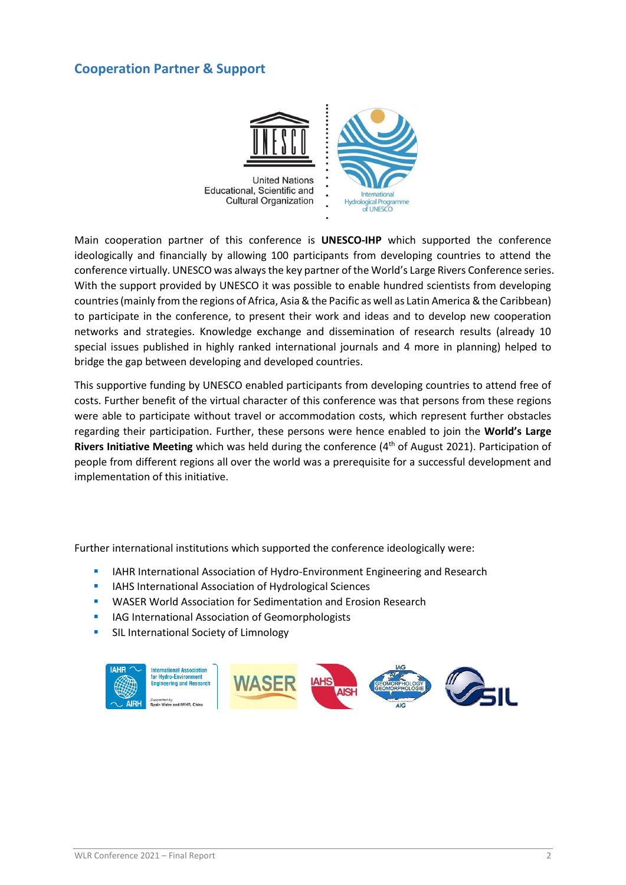## Cooperation Partner & Support

Main cooperation partner of this conference is **UNESCO-IHP** which supported the conference ideologically and financially by allowing 100 participants from developing countries to attend the conference virtually. UNESCO was always the key partner of the World's Large Rivers Conference series. With the support provided by UNESCO it was possible to enable hundred scientists from developing countries (mainly from the regions of Africa, Asia & the Pacific as well as Latin America & the Caribbean) to participate in the conference, to present their work and ideas and to develop new cooperation networks and strategies. Knowledge exchange and dissemination of research results (already 10 special issues published in highly ranked international journals and 4 more in planning) helped to bridge the gap between developing and developed countries.

This supportive funding by UNESCO enabled participants from developing countries to attend free of costs. Further benefit of the virtual character of this conference was that persons from these regions were able to participate without travel or accommodation costs, which represent further obstacles regarding their participation. Further, these persons were hence enabled to join the **World's Large Rivers Initiative Meeting** which was held during the conference (4th of August 2021). Participation of people from different regions all over the world was a prerequisite for a successful development and implementation of this initiative.

Further international institutions which supported the conference ideologically were:

- IAHR International Association of Hydro-Environment Engineering and Research
- IAHS International Association of Hydrological Sciences
- WASER World Association for Sedimentation and Erosion Research
- IAG International Association of Geomorphologists
- SIL International Society of Limnology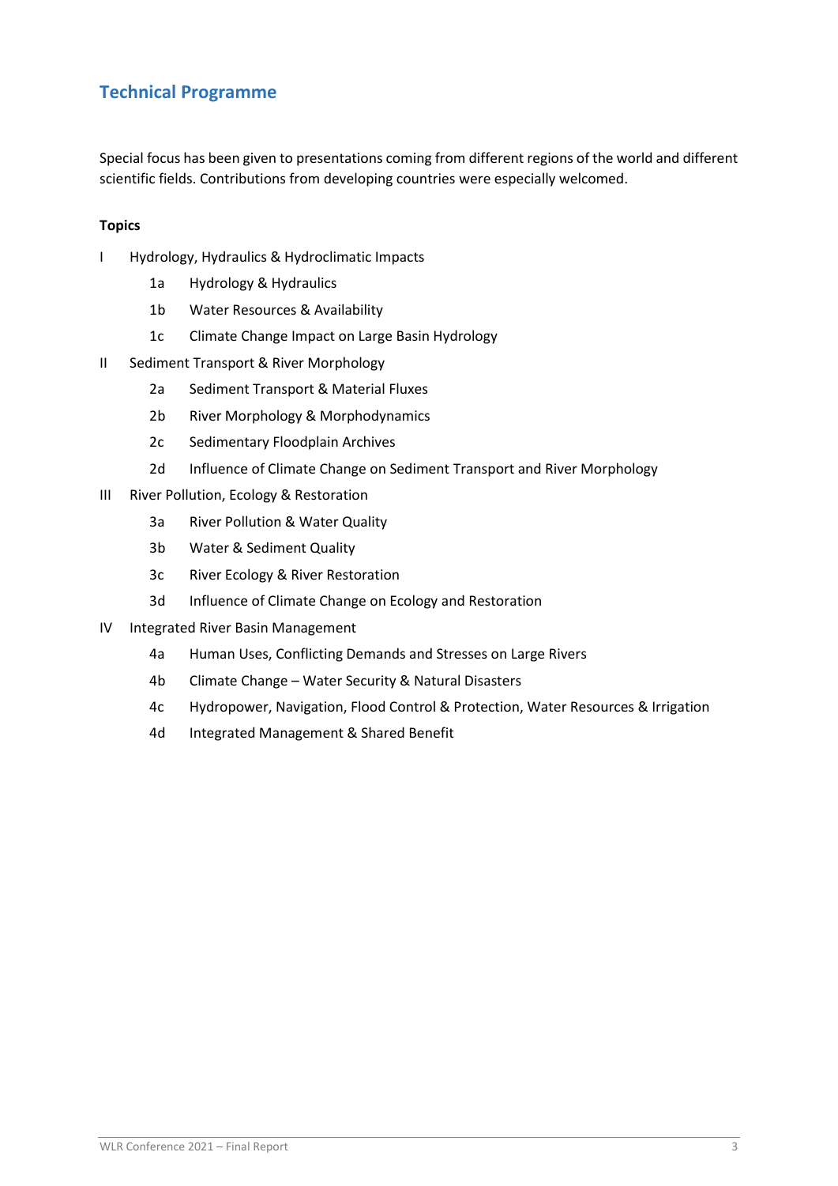## Technical Programme

Special focus has been given to presentations coming from different regions of the world and different scientific fields. Contributions from developing countries were especially welcomed.

**Topics**

- I Hydrology, Hydraulics & Hydroclimatic Impacts
  - 1a Hydrology & Hydraulics
  - 1b Water Resources & Availability
  - 1c Climate Change Impact on Large Basin Hydrology
- II Sediment Transport & River Morphology
  - 2a Sediment Transport & Material Fluxes
  - 2b River Morphology & Morphodynamics
  - 2c Sedimentary Floodplain Archives
  - 2d Influence of Climate Change on Sediment Transport and River Morphology
- III River Pollution, Ecology & Restoration
  - 3a River Pollution & Water Quality
  - 3b Water & Sediment Quality
  - 3c River Ecology & River Restoration
  - 3d Influence of Climate Change on Ecology and Restoration
- IV Integrated River Basin Management
  - 4a Human Uses, Conflicting Demands and Stresses on Large Rivers
  - 4b Climate Change – Water Security & Natural Disasters
  - 4c Hydropower, Navigation, Flood Control & Protection, Water Resources & Irrigation
  - 4d Integrated Management & Shared Benefit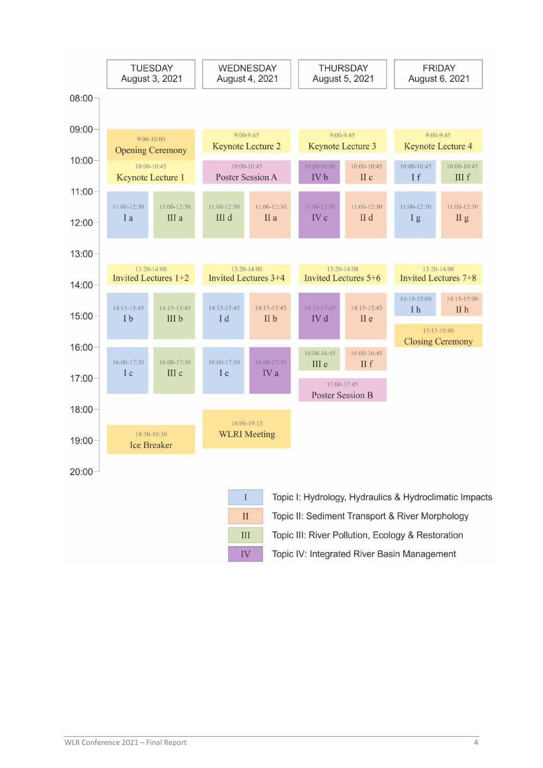| | TUESDAY August 3, 2021 | WEDNESDAY August 4, 2021 | THURSDAY August 5, 2021 | FRIDAY August 6, 2021 |
|---|---|---|---|---|
| 09:00 | 9:00-10:00 Opening Ceremony | 9:00-9:45 Keynote Lecture 2 | 9:00-9:45 Keynote Lecture 3 | 9:00-9:45 Keynote Lecture 4 |
| 10:00 | 10:00-10:45 Keynote Lecture 1 | 10:00-10:45 Poster Session A | 10:00-10:45 IV b; 10:00-10:45 II c | 10:00-10:45 I f; 10:00-10:45 III f |
| 11:00 | 11:00-12:30 I a; 11:00-12:30 III a | 11:00-12:30 III d; 11:00-12:30 II a | 11:00-12:30 IV c; 11:00-12:30 II d | 11:00-12:30 I g; 11:00-12:30 II g |
| 13:20 | 13:20-14:00 Invited Lectures 1+2 | 13:20-14:00 Invited Lectures 3+4 | 13:20-14:00 Invited Lectures 5+6 | 13:20-14:00 Invited Lectures 7+8 |
| 14:15 | 14:15-15:45 I b; 14:15-15:45 III b | 14:15-15:45 I d; 14:15-15:45 II b | 14:15-15:45 IV d; 14:15-15:45 II e | 14:15-15:00 I h; 14:15-15:00 II h |
| 15:15 | | | | 15:15-16:00 Closing Ceremony |
| 16:00 | 16:00-17:30 I c; 16:00-17:30 III c | 16:00-17:30 I e; 16:00-17:30 IV a | 16:00-16:45 III e; 16:00-16:45 II f | |
| 17:00 | | | 17:00-17:45 Poster Session B | |
| 18:00 | 18:30-19:30 Ice Breaker | 18:00-19:15 WLRI Meeting | | |

| | |
|---|---|
| I | Topic I: Hydrology, Hydraulics & Hydroclimatic Impacts |
| II | Topic II: Sediment Transport & River Morphology |
| III | Topic III: River Pollution, Ecology & Restoration |
| IV | Topic IV: Integrated River Basin Management |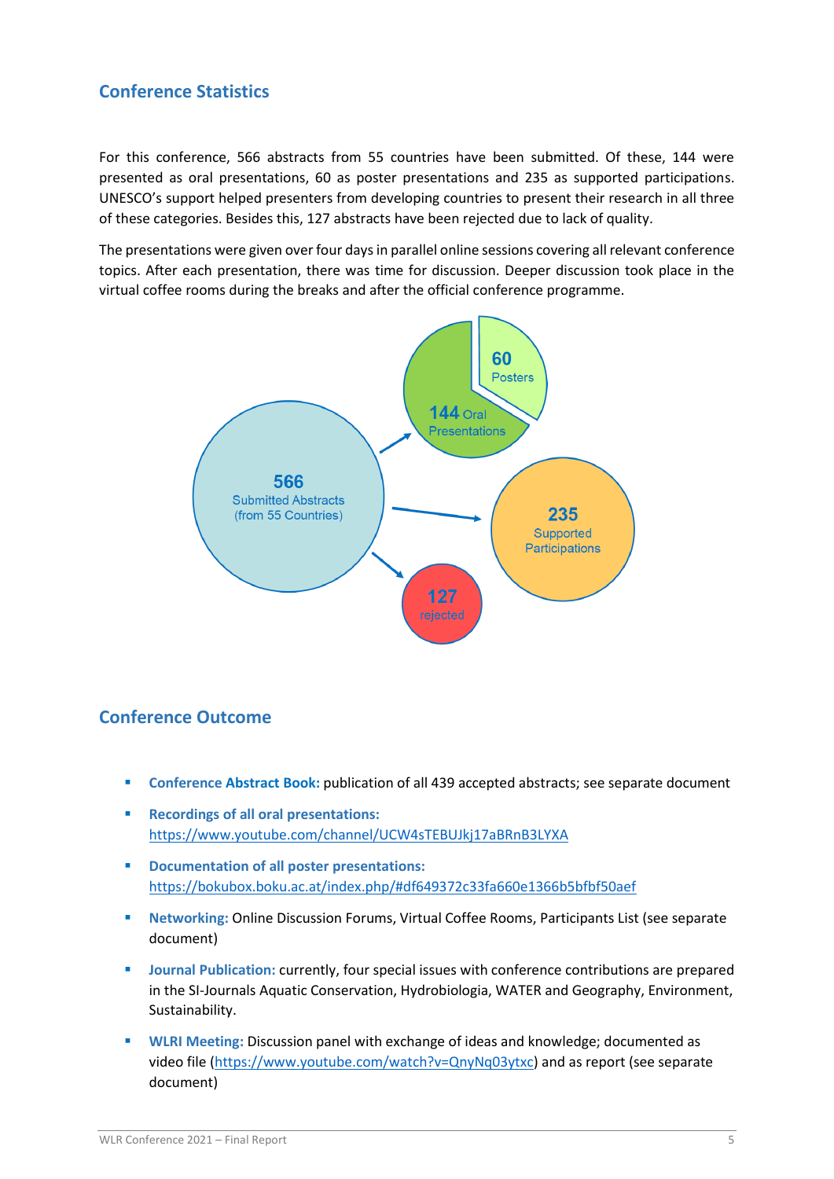## Conference Statistics

For this conference, 566 abstracts from 55 countries have been submitted. Of these, 144 were presented as oral presentations, 60 as poster presentations and 235 as supported participations. UNESCO's support helped presenters from developing countries to present their research in all three of these categories. Besides this, 127 abstracts have been rejected due to lack of quality.

The presentations were given over four days in parallel online sessions covering all relevant conference topics. After each presentation, there was time for discussion. Deeper discussion took place in the virtual coffee rooms during the breaks and after the official conference programme.

566
Submitted Abstracts
(from 55 Countries)

144 Oral
Presentations

60
Posters

235
Supported
Participations

127
rejected

## Conference Outcome

- **Conference Abstract Book:** publication of all 439 accepted abstracts; see separate document
- **Recordings of all oral presentations:** https://www.youtube.com/channel/UCW4sTEBUJkj17aBRnB3LYXA
- **Documentation of all poster presentations:** https://bokubox.boku.ac.at/index.php/#df649372c33fa660e1366b5bfbf50aef
- **Networking:** Online Discussion Forums, Virtual Coffee Rooms, Participants List (see separate document)
- **Journal Publication:** currently, four special issues with conference contributions are prepared in the SI-Journals Aquatic Conservation, Hydrobiologia, WATER and Geography, Environment, Sustainability.
- **WLRI Meeting:** Discussion panel with exchange of ideas and knowledge; documented as video file (https://www.youtube.com/watch?v=QnyNq03ytxc) and as report (see separate document)